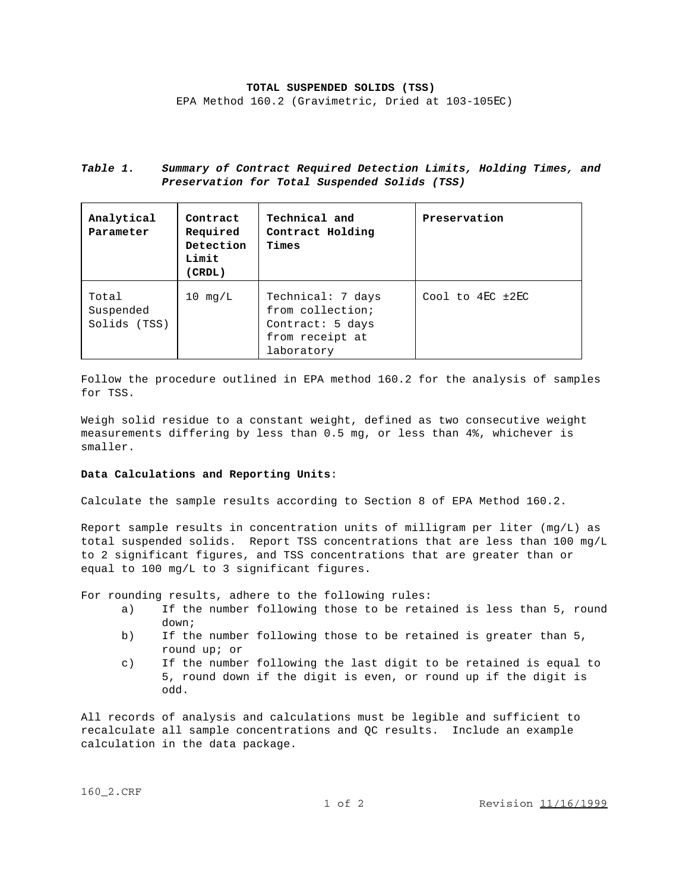# TOTAL SUSPENDED SOLIDS (TSS)

EPA Method 160.2 (Gravimetric, Dried at 103-105EC)

***Table 1. Summary of Contract Required Detection Limits, Holding Times, and Preservation for Total Suspended Solids (TSS)***

| **Analytical Parameter** | **Contract Required Detection Limit (CRDL)** | **Technical and Contract Holding Times** | **Preservation** |
|---|---|---|---|
| Total Suspended Solids (TSS) | 10 mg/L | Technical: 7 days from collection; Contract: 5 days from receipt at laboratory | Cool to 4EC ±2EC |

Follow the procedure outlined in EPA method 160.2 for the analysis of samples for TSS.

Weigh solid residue to a constant weight, defined as two consecutive weight measurements differing by less than 0.5 mg, or less than 4%, whichever is smaller.

**Data Calculations and Reporting Units**:

Calculate the sample results according to Section 8 of EPA Method 160.2.

Report sample results in concentration units of milligram per liter (mg/L) as total suspended solids. Report TSS concentrations that are less than 100 mg/L to 2 significant figures, and TSS concentrations that are greater than or equal to 100 mg/L to 3 significant figures.

For rounding results, adhere to the following rules:

a) If the number following those to be retained is less than 5, round down;

b) If the number following those to be retained is greater than 5, round up; or

c) If the number following the last digit to be retained is equal to 5, round down if the digit is even, or round up if the digit is odd.

All records of analysis and calculations must be legible and sufficient to recalculate all sample concentrations and QC results. Include an example calculation in the data package.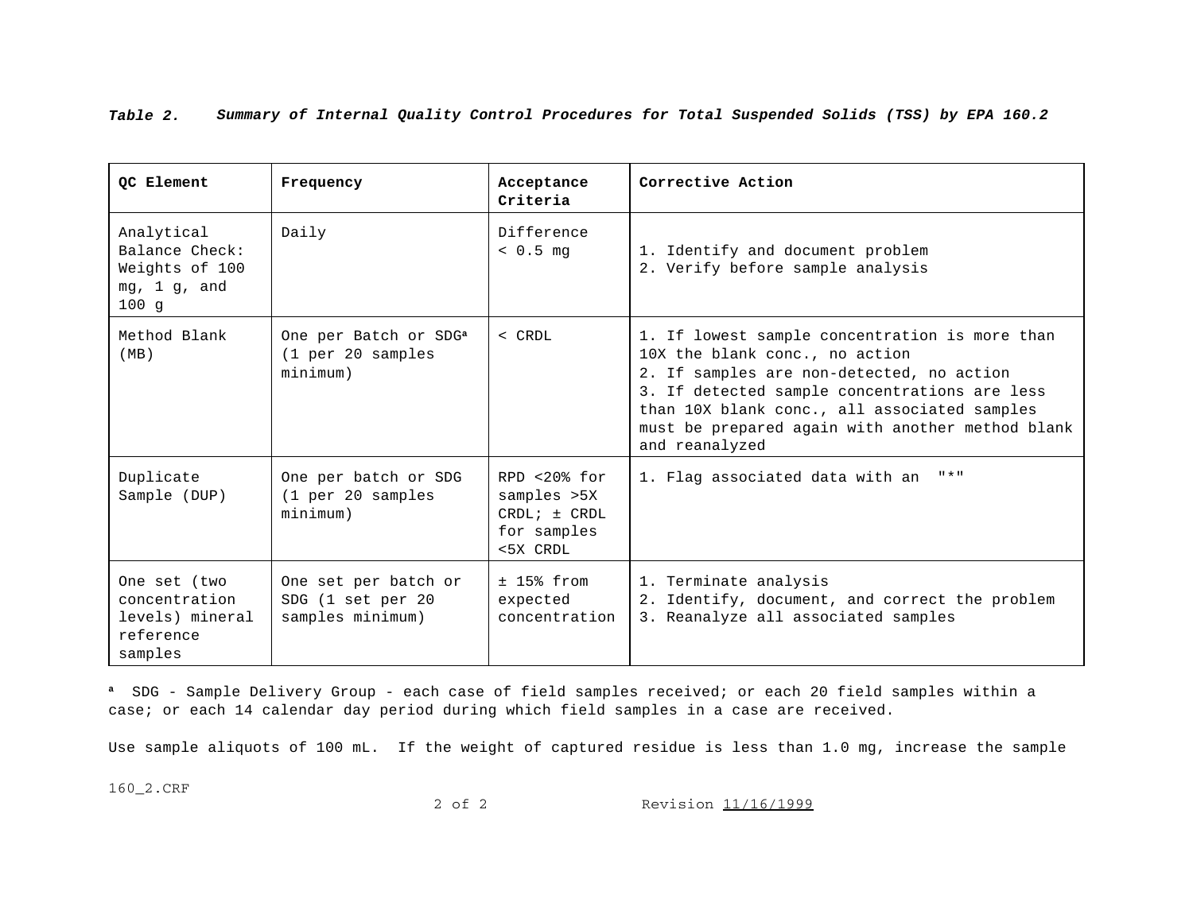***Table 2.    Summary of Internal Quality Control Procedures for Total Suspended Solids (TSS) by EPA 160.2***

| **QC Element** | **Frequency** | **Acceptance Criteria** | **Corrective Action** |
|---|---|---|---|
| Analytical Balance Check: Weights of 100 mg, 1 g, and 100 g | Daily | Difference < 0.5 mg | 1. Identify and document problem<br>2. Verify before sample analysis |
| Method Blank (MB) | One per Batch or SDG[a] (1 per 20 samples minimum) | < CRDL | 1. If lowest sample concentration is more than 10X the blank conc., no action<br>2. If samples are non-detected, no action<br>3. If detected sample concentrations are less than 10X blank conc., all associated samples must be prepared again with another method blank and reanalyzed |
| Duplicate Sample (DUP) | One per batch or SDG (1 per 20 samples minimum) | RPD <20% for samples >5X CRDL; ± CRDL for samples <5X CRDL | 1. Flag associated data with an "*" |
| One set (two concentration levels) mineral reference samples | One set per batch or SDG (1 set per 20 samples minimum) | ± 15% from expected concentration | 1. Terminate analysis<br>2. Identify, document, and correct the problem<br>3. Reanalyze all associated samples |

[a] SDG - Sample Delivery Group - each case of field samples received; or each 20 field samples within a case; or each 14 calendar day period during which field samples in a case are received.

Use sample aliquots of 100 mL. If the weight of captured residue is less than 1.0 mg, increase the sample

160_2.CRF

Revision 11/16/1999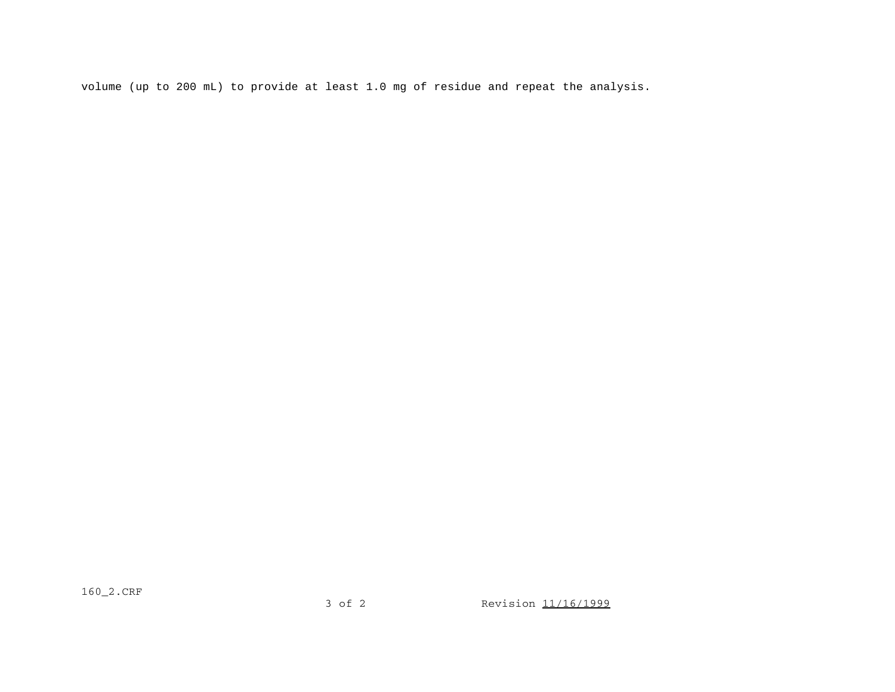volume (up to 200 mL) to provide at least 1.0 mg of residue and repeat the analysis.